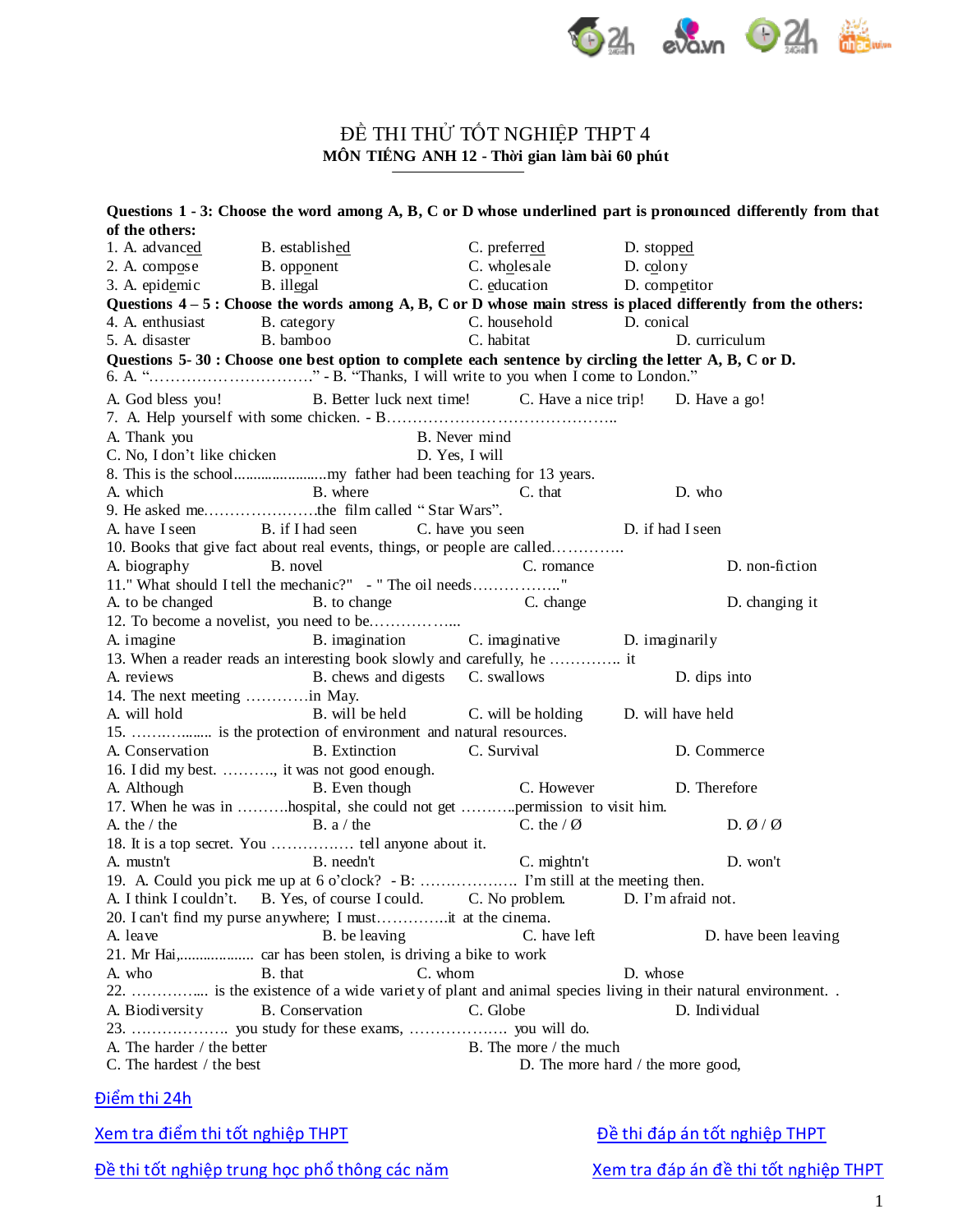# ĐỀ THI THỬ TỐT NGHIỆP THPT 4

**MÔN TIẾNG ANH 12 - Thời gian làm bài 60 phút**

**Questions 1 - 3: Choose the word among A, B, C or D whose underlined part is pronounced differently from that of the others:**

1. A. advanc<u>ed</u> B. establish<u>ed</u> C. preferr<u>ed</u> D. stopp<u>ed</u>
2. A. comp<u>o</u>se B. opp<u>o</u>nent C. wh<u>o</u>lesale D. c<u>o</u>lony
3. A. epid<u>e</u>mic B. ill<u>e</u>gal C. <u>e</u>ducation D. comp<u>e</u>titor

**Questions 4 – 5 : Choose the words among A, B, C or D whose main stress is placed differently from the others:**

4. A. enthusiast B. category C. household D. conical
5. A. disaster B. bamboo C. habitat D. curriculum

**Questions 5- 30 : Choose one best option to complete each sentence by circling the letter A, B, C or D.**

6. A. "…………………………." - B. "Thanks, I will write to you when I come to London."
A. God bless you! B. Better luck next time! C. Have a nice trip! D. Have a go!

7. A. Help yourself with some chicken. - B………………………………………..
A. Thank you B. Never mind
C. No, I don't like chicken D. Yes, I will

8. This is the school........................my father had been teaching for 13 years.
A. which B. where C. that D. who

9. He asked me………………….the film called " Star Wars".
A. have I seen B. if I had seen C. have you seen D. if had I seen

10. Books that give fact about real events, things, or people are called…………..
A. biography B. novel C. romance D. non-fiction

11." What should I tell the mechanic?" - " The oil needs…………….."
A. to be changed B. to change C. change D. changing it

12. To become a novelist, you need to be……………....
A. imagine B. imagination C. imaginative D. imaginarily

13. When a reader reads an interesting book slowly and carefully, he ………….. it
A. reviews B. chews and digests C. swallows D. dips into

14. The next meeting …………in May.
A. will hold B. will be held C. will be holding D. will have held

15. ……….......... is the protection of environment and natural resources.
A. Conservation B. Extinction C. Survival D. Commerce

16. I did my best. ………., it was not good enough.
A. Although B. Even though C. However D. Therefore

17. When he was in ……….hospital, she could not get ………..permission to visit him.
A. the / the B. a / the C. the / Ø D. Ø / Ø

18. It is a top secret. You ……………. tell anyone about it.
A. mustn't B. needn't C. mightn't D. won't

19. A. Could you pick me up at 6 o'clock? - B: ………………. I'm still at the meeting then.
A. I think I couldn't. B. Yes, of course I could. C. No problem. D. I'm afraid not.

20. I can't find my purse anywhere; I must…………..it at the cinema.
A. leave B. be leaving C. have left D. have been leaving

21. Mr Hai,................... car has been stolen, is driving a bike to work
A. who B. that C. whom D. whose

22. ………….... is the existence of a wide variety of plant and animal species living in their natural environment. .
A. Biodiversity B. Conservation C. Globe D. Individual

23. ………………. you study for these exams, ………………. you will do.
A. The harder / the better B. The more / the much
C. The hardest / the best D. The more hard / the more good,

Điểm thi 24h

Xem tra điểm thi tốt nghiệp THPT

Đề thi đáp án tốt nghiệp THPT

Đề thi tốt nghiệp trung học phổ thông các năm

Xem tra đáp án đề thi tốt nghiệp THPT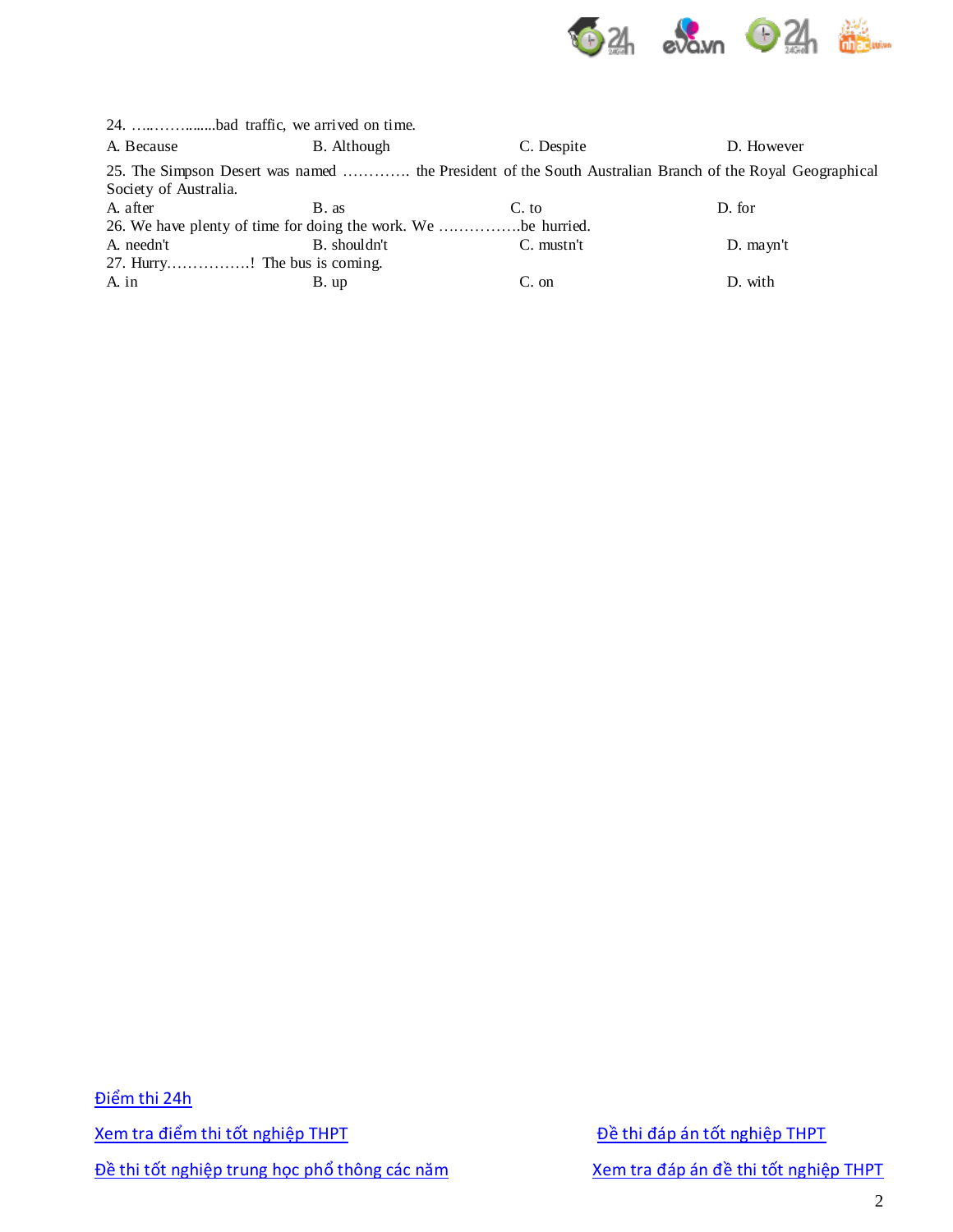24. ….………........bad traffic, we arrived on time.

A. Because B. Although C. Despite D. However

25. The Simpson Desert was named …………. the President of the South Australian Branch of the Royal Geographical Society of Australia.

A. after B. as C. to D. for

26. We have plenty of time for doing the work. We …………….be hurried.

A. needn't B. shouldn't C. mustn't D. mayn't

27. Hurry…………….! The bus is coming.

A. in B. up C. on D. with

Điểm thi 24h

Xem tra điểm thi tốt nghiệp THPT

Đề thi đáp án tốt nghiệp THPT

Đề thi tốt nghiệp trung học phổ thông các năm

Xem tra đáp án đề thi tốt nghiệp THPT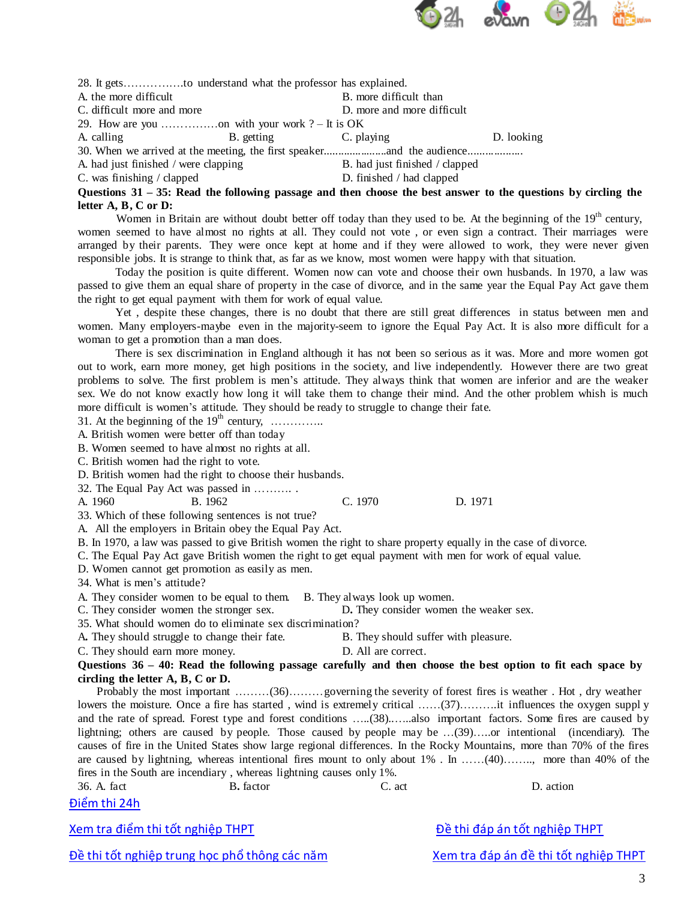28. It gets…………….to understand what the professor has explained.

A. the more difficult B. more difficult than

C. difficult more and more D. more and more difficult

29. How are you ……………on with your work ? – It is OK

A. calling B. getting C. playing D. looking

30. When we arrived at the meeting, the first speaker....................and the audience..................

A. had just finished / were clapping B. had just finished / clapped

C. was finishing / clapped D. finished / had clapped

**Questions 31 – 35: Read the following passage and then choose the best answer to the questions by circling the letter A, B, C or D:**

Women in Britain are without doubt better off today than they used to be. At the beginning of the 19th century, women seemed to have almost no rights at all. They could not vote , or even sign a contract. Their marriages were arranged by their parents. They were once kept at home and if they were allowed to work, they were never given responsible jobs. It is strange to think that, as far as we know, most women were happy with that situation.

Today the position is quite different. Women now can vote and choose their own husbands. In 1970, a law was passed to give them an equal share of property in the case of divorce, and in the same year the Equal Pay Act gave them the right to get equal payment with them for work of equal value.

Yet , despite these changes, there is no doubt that there are still great differences in status between men and women. Many employers-maybe even in the majority-seem to ignore the Equal Pay Act. It is also more difficult for a woman to get a promotion than a man does.

There is sex discrimination in England although it has not been so serious as it was. More and more women got out to work, earn more money, get high positions in the society, and live independently. However there are two great problems to solve. The first problem is men's attitude. They always think that women are inferior and are the weaker sex. We do not know exactly how long it will take them to change their mind. And the other problem whish is much more difficult is women's attitude. They should be ready to struggle to change their fate.

31. At the beginning of the 19th century, …………..

A. British women were better off than today

B. Women seemed to have almost no rights at all.

C. British women had the right to vote.

D. British women had the right to choose their husbands.

32. The Equal Pay Act was passed in ………. .

A. 1960 B. 1962 C. 1970 D. 1971

33. Which of these following sentences is not true?

A. All the employers in Britain obey the Equal Pay Act.

B. In 1970, a law was passed to give British women the right to share property equally in the case of divorce.

C. The Equal Pay Act gave British women the right to get equal payment with men for work of equal value.

D. Women cannot get promotion as easily as men.

34. What is men's attitude?

A. They consider women to be equal to them. B. They always look up women.

C. They consider women the stronger sex. D. They consider women the weaker sex.

35. What should women do to eliminate sex discrimination?

A. They should struggle to change their fate. B. They should suffer with pleasure.

C. They should earn more money. D. All are correct.

**Questions 36 – 40: Read the following passage carefully and then choose the best option to fit each space by circling the letter A, B, C or D.**

Probably the most important ………(36)………governing the severity of forest fires is weather . Hot , dry weather lowers the moisture. Once a fire has started , wind is extremely critical ……(37)……….it influences the oxygen suppl y and the rate of spread. Forest type and forest conditions …..(38)…….also important factors. Some fires are caused by lightning; others are caused by people. Those caused by people may be …(39)…..or intentional (incendiary). The causes of fire in the United States show large regional differences. In the Rocky Mountains, more than 70% of the fires are caused by lightning, whereas intentional fires mount to only about 1% . In ……(40)…….., more than 40% of the fires in the South are incendiary , whereas lightning causes only 1%.

36. A. fact B. factor C. act D. action

Điểm thi 24h

Xem tra điểm thi tốt nghiệp THPT

Đề thi đáp án tốt nghiệp THPT

Đề thi tốt nghiệp trung học phổ thông các năm

Xem tra đáp án đề thi tốt nghiệp THPT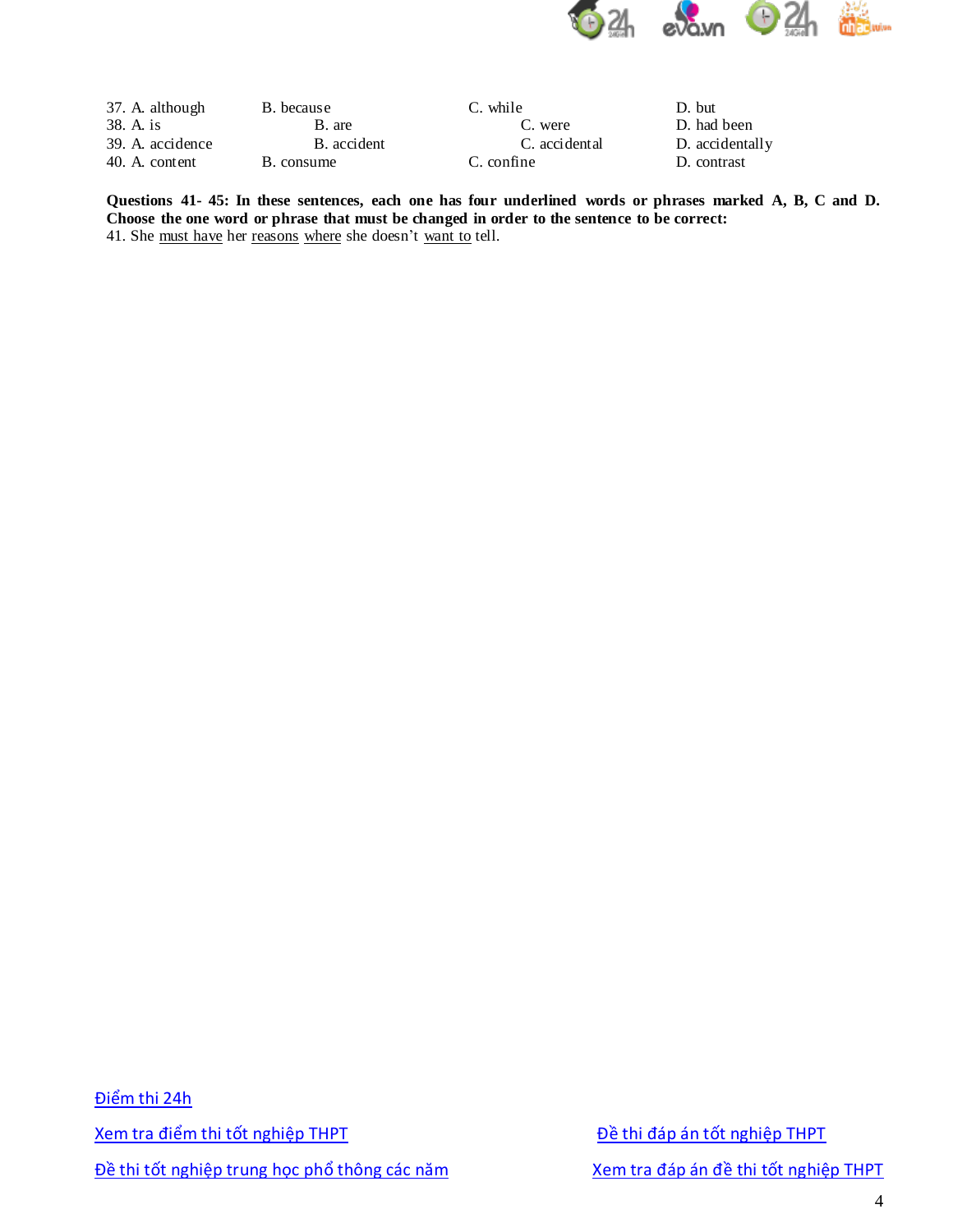37. A. although B. because C. while D. but
38. A. is B. are C. were D. had been
39. A. accidence B. accident C. accidental D. accidentally
40. A. content B. consume C. confine D. contrast

**Questions 41- 45: In these sentences, each one has four underlined words or phrases marked A, B, C and D. Choose the one word or phrase that must be changed in order to the sentence to be correct:**

41. She <u>must have</u> her <u>reasons</u> <u>where</u> she doesn't <u>want to</u> tell.

[Điểm thi 24h](#)

[Xem tra điểm thi tốt nghiệp THPT](#)

[Đề thi đáp án tốt nghiệp THPT](#)

[Đề thi tốt nghiệp trung học phổ thông các năm](#)

[Xem tra đáp án đề thi tốt nghiệp THPT](#)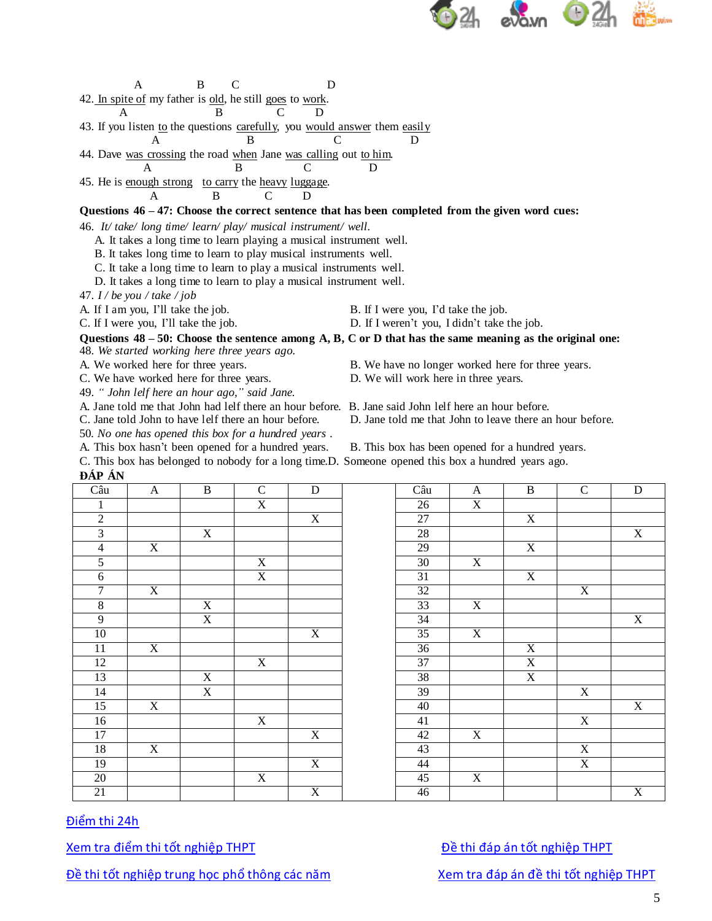A B C D
42. In spite of my father is old, he still goes to work.
A B C D
43. If you listen to the questions carefully, you would answer them easily
A B C D
44. Dave was crossing the road when Jane was calling out to him.
A B C D
45. He is enough strong to carry the heavy luggage.
A B C D

**Questions 46 – 47: Choose the correct sentence that has been completed from the given word cues:**

46. *It/ take/ long time/ learn/ play/ musical instrument/ well.*

A. It takes a long time to learn playing a musical instrument well.
B. It takes long time to learn to play musical instruments well.
C. It take a long time to learn to play a musical instruments well.
D. It takes a long time to learn to play a musical instrument well.

47. *I / be you / take / job*

A. If I am you, I'll take the job.
B. If I were you, I'd take the job.
C. If I were you, I'll take the job.
D. If I weren't you, I didn't take the job.

**Questions 48 – 50: Choose the sentence among A, B, C or D that has the same meaning as the original one:**

48. *We started working here three years ago.*

A. We worked here for three years.
B. We have no longer worked here for three years.
C. We have worked here for three years.
D. We will work here in three years.

49. *" John lelf here an hour ago," said Jane.*

A. Jane told me that John had lelf there an hour before.
B. Jane said John lelf here an hour before.
C. Jane told John to have lelf there an hour before.
D. Jane told me that John to leave there an hour before.

50. *No one has opened this box for a hundred years .*

A. This box hasn't been opened for a hundred years.
B. This box has been opened for a hundred years.
C. This box has belonged to nobody for a long time.
D. Someone opened this box a hundred years ago.

**ĐÁP ÁN**

| Câu | A | B | C | D | | Câu | A | B | C | D |
|---|---|---|---|---|---|---|---|---|---|---|
| 1 | | | X | | | 26 | X | | | |
| 2 | | | | X | | 27 | | X | | |
| 3 | | X | | | | 28 | | | | X |
| 4 | X | | | | | 29 | | X | | |
| 5 | | | X | | | 30 | X | | | |
| 6 | | | X | | | 31 | | X | | |
| 7 | X | | | | | 32 | | | X | |
| 8 | | X | | | | 33 | X | | | |
| 9 | | X | | | | 34 | | | | X |
| 10 | | | | X | | 35 | X | | | |
| 11 | X | | | | | 36 | | X | | |
| 12 | | | X | | | 37 | | X | | |
| 13 | | X | | | | 38 | | X | | |
| 14 | | X | | | | 39 | | | X | |
| 15 | X | | | | | 40 | | | | X |
| 16 | | | X | | | 41 | | | X | |
| 17 | | | | X | | 42 | X | | | |
| 18 | X | | | | | 43 | | | X | |
| 19 | | | | X | | 44 | | | X | |
| 20 | | | X | | | 45 | X | | | |
| 21 | | | | X | | 46 | | | | X |

Điểm thi 24h

Xem tra điểm thi tốt nghiệp THPT

Đề thi đáp án tốt nghiệp THPT

Đề thi tốt nghiệp trung học phổ thông các năm

Xem tra đáp án đề thi tốt nghiệp THPT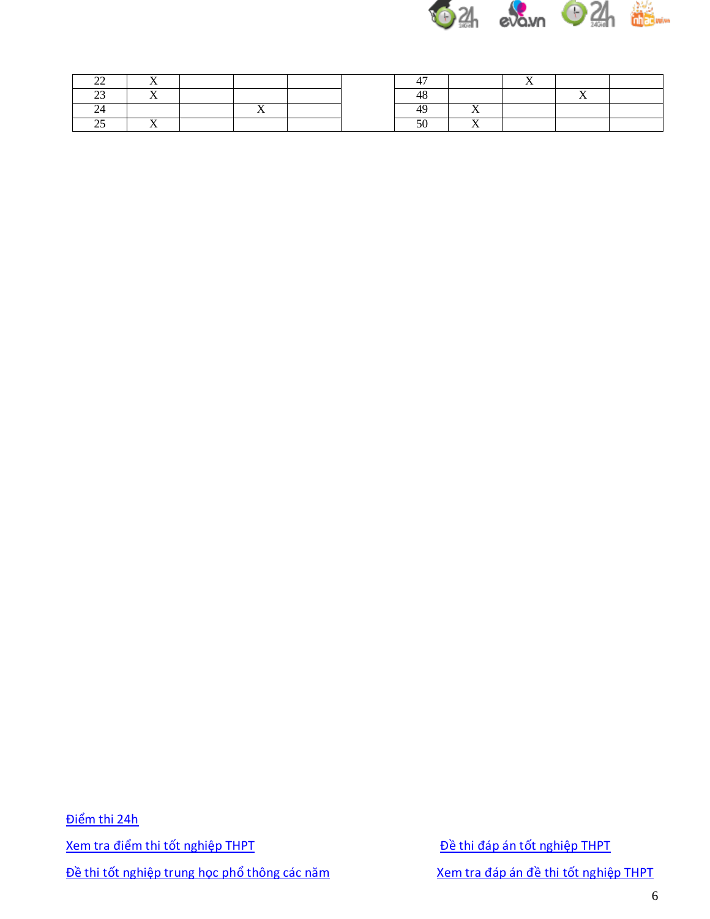| | | | | | | | | | | |
|---|---|---|---|---|---|---|---|---|---|---|
| 22 | X | | | | | 47 | | X | | |
| 23 | X | | | | | 48 | | | X | |
| 24 | | | X | | | 49 | X | | | |
| 25 | X | | | | | 50 | X | | | |